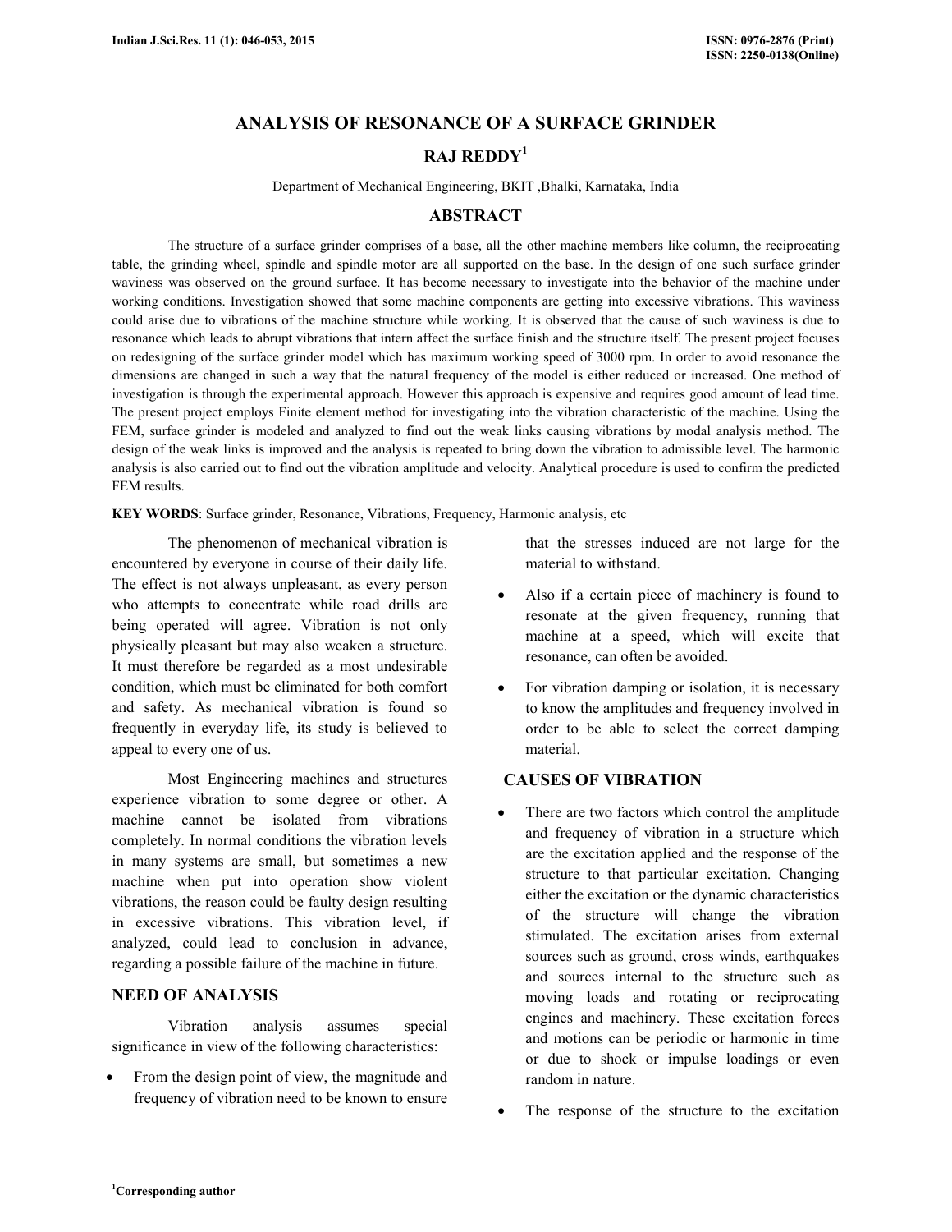# ANALYSIS OF RESONANCE OF A SURFACE GRINDER

## RAJ REDDY[1]

Department of Mechanical Engineering, BKIT ,Bhalki, Karnataka, India

## ABSTRACT

The structure of a surface grinder comprises of a base, all the other machine members like column, the reciprocating table, the grinding wheel, spindle and spindle motor are all supported on the base. In the design of one such surface grinder waviness was observed on the ground surface. It has become necessary to investigate into the behavior of the machine under working conditions. Investigation showed that some machine components are getting into excessive vibrations. This waviness could arise due to vibrations of the machine structure while working. It is observed that the cause of such waviness is due to resonance which leads to abrupt vibrations that intern affect the surface finish and the structure itself. The present project focuses on redesigning of the surface grinder model which has maximum working speed of 3000 rpm. In order to avoid resonance the dimensions are changed in such a way that the natural frequency of the model is either reduced or increased. One method of investigation is through the experimental approach. However this approach is expensive and requires good amount of lead time. The present project employs Finite element method for investigating into the vibration characteristic of the machine. Using the FEM, surface grinder is modeled and analyzed to find out the weak links causing vibrations by modal analysis method. The design of the weak links is improved and the analysis is repeated to bring down the vibration to admissible level. The harmonic analysis is also carried out to find out the vibration amplitude and velocity. Analytical procedure is used to confirm the predicted FEM results.

**KEY WORDS**: Surface grinder, Resonance, Vibrations, Frequency, Harmonic analysis, etc

The phenomenon of mechanical vibration is encountered by everyone in course of their daily life. The effect is not always unpleasant, as every person who attempts to concentrate while road drills are being operated will agree. Vibration is not only physically pleasant but may also weaken a structure. It must therefore be regarded as a most undesirable condition, which must be eliminated for both comfort and safety. As mechanical vibration is found so frequently in everyday life, its study is believed to appeal to every one of us.

Most Engineering machines and structures experience vibration to some degree or other. A machine cannot be isolated from vibrations completely. In normal conditions the vibration levels in many systems are small, but sometimes a new machine when put into operation show violent vibrations, the reason could be faulty design resulting in excessive vibrations. This vibration level, if analyzed, could lead to conclusion in advance, regarding a possible failure of the machine in future.

## NEED OF ANALYSIS

Vibration analysis assumes special significance in view of the following characteristics:

- From the design point of view, the magnitude and frequency of vibration need to be known to ensure that the stresses induced are not large for the material to withstand.
- Also if a certain piece of machinery is found to resonate at the given frequency, running that machine at a speed, which will excite that resonance, can often be avoided.
- For vibration damping or isolation, it is necessary to know the amplitudes and frequency involved in order to be able to select the correct damping material.

## CAUSES OF VIBRATION

- There are two factors which control the amplitude and frequency of vibration in a structure which are the excitation applied and the response of the structure to that particular excitation. Changing either the excitation or the dynamic characteristics of the structure will change the vibration stimulated. The excitation arises from external sources such as ground, cross winds, earthquakes and sources internal to the structure such as moving loads and rotating or reciprocating engines and machinery. These excitation forces and motions can be periodic or harmonic in time or due to shock or impulse loadings or even random in nature.
- The response of the structure to the excitation

[1]Corresponding author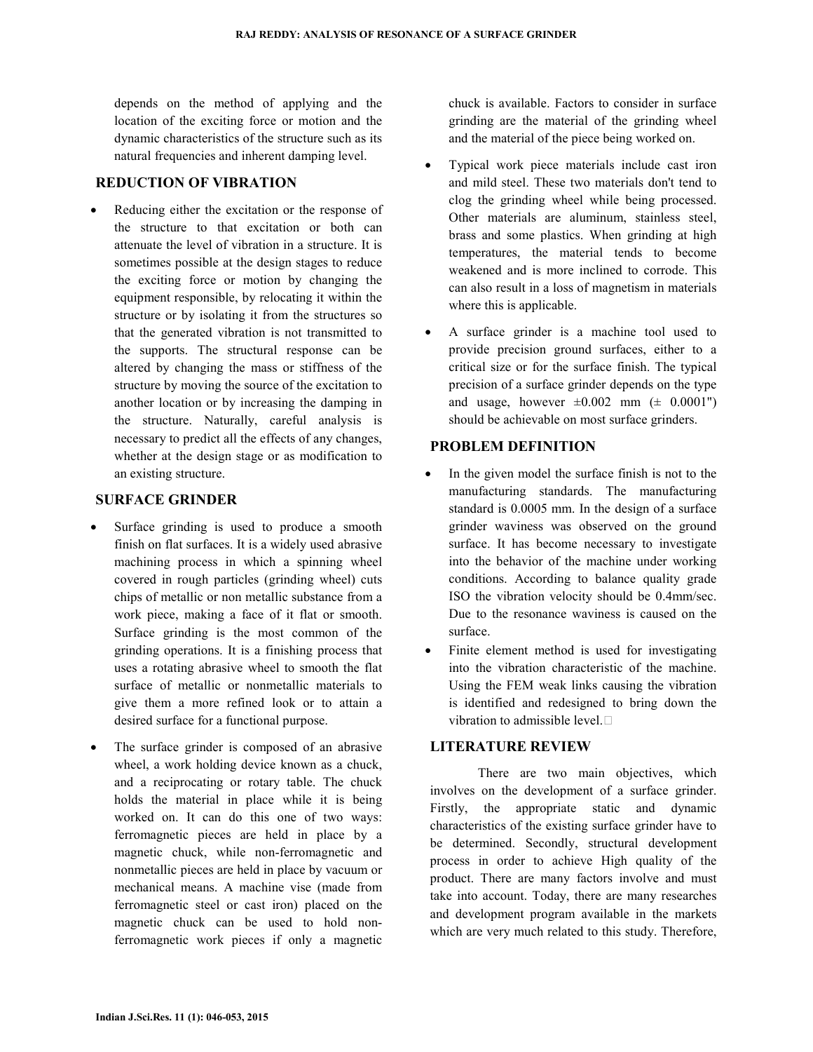depends on the method of applying and the location of the exciting force or motion and the dynamic characteristics of the structure such as its natural frequencies and inherent damping level.

## REDUCTION OF VIBRATION

- Reducing either the excitation or the response of the structure to that excitation or both can attenuate the level of vibration in a structure. It is sometimes possible at the design stages to reduce the exciting force or motion by changing the equipment responsible, by relocating it within the structure or by isolating it from the structures so that the generated vibration is not transmitted to the supports. The structural response can be altered by changing the mass or stiffness of the structure by moving the source of the excitation to another location or by increasing the damping in the structure. Naturally, careful analysis is necessary to predict all the effects of any changes, whether at the design stage or as modification to an existing structure.

## SURFACE GRINDER

- Surface grinding is used to produce a smooth finish on flat surfaces. It is a widely used abrasive machining process in which a spinning wheel covered in rough particles (grinding wheel) cuts chips of metallic or non metallic substance from a work piece, making a face of it flat or smooth. Surface grinding is the most common of the grinding operations. It is a finishing process that uses a rotating abrasive wheel to smooth the flat surface of metallic or nonmetallic materials to give them a more refined look or to attain a desired surface for a functional purpose.
- The surface grinder is composed of an abrasive wheel, a work holding device known as a chuck, and a reciprocating or rotary table. The chuck holds the material in place while it is being worked on. It can do this one of two ways: ferromagnetic pieces are held in place by a magnetic chuck, while non-ferromagnetic and nonmetallic pieces are held in place by vacuum or mechanical means. A machine vise (made from ferromagnetic steel or cast iron) placed on the magnetic chuck can be used to hold non-ferromagnetic work pieces if only a magnetic chuck is available. Factors to consider in surface grinding are the material of the grinding wheel and the material of the piece being worked on.
- Typical work piece materials include cast iron and mild steel. These two materials don't tend to clog the grinding wheel while being processed. Other materials are aluminum, stainless steel, brass and some plastics. When grinding at high temperatures, the material tends to become weakened and is more inclined to corrode. This can also result in a loss of magnetism in materials where this is applicable.
- A surface grinder is a machine tool used to provide precision ground surfaces, either to a critical size or for the surface finish. The typical precision of a surface grinder depends on the type and usage, however ±0.002 mm (± 0.0001") should be achievable on most surface grinders.

## PROBLEM DEFINITION

- In the given model the surface finish is not to the manufacturing standards. The manufacturing standard is 0.0005 mm. In the design of a surface grinder waviness was observed on the ground surface. It has become necessary to investigate into the behavior of the machine under working conditions. According to balance quality grade ISO the vibration velocity should be 0.4mm/sec. Due to the resonance waviness is caused on the surface.
- Finite element method is used for investigating into the vibration characteristic of the machine. Using the FEM weak links causing the vibration is identified and redesigned to bring down the vibration to admissible level.

## LITERATURE REVIEW

There are two main objectives, which involves on the development of a surface grinder. Firstly, the appropriate static and dynamic characteristics of the existing surface grinder have to be determined. Secondly, structural development process in order to achieve High quality of the product. There are many factors involve and must take into account. Today, there are many researches and development program available in the markets which are very much related to this study. Therefore,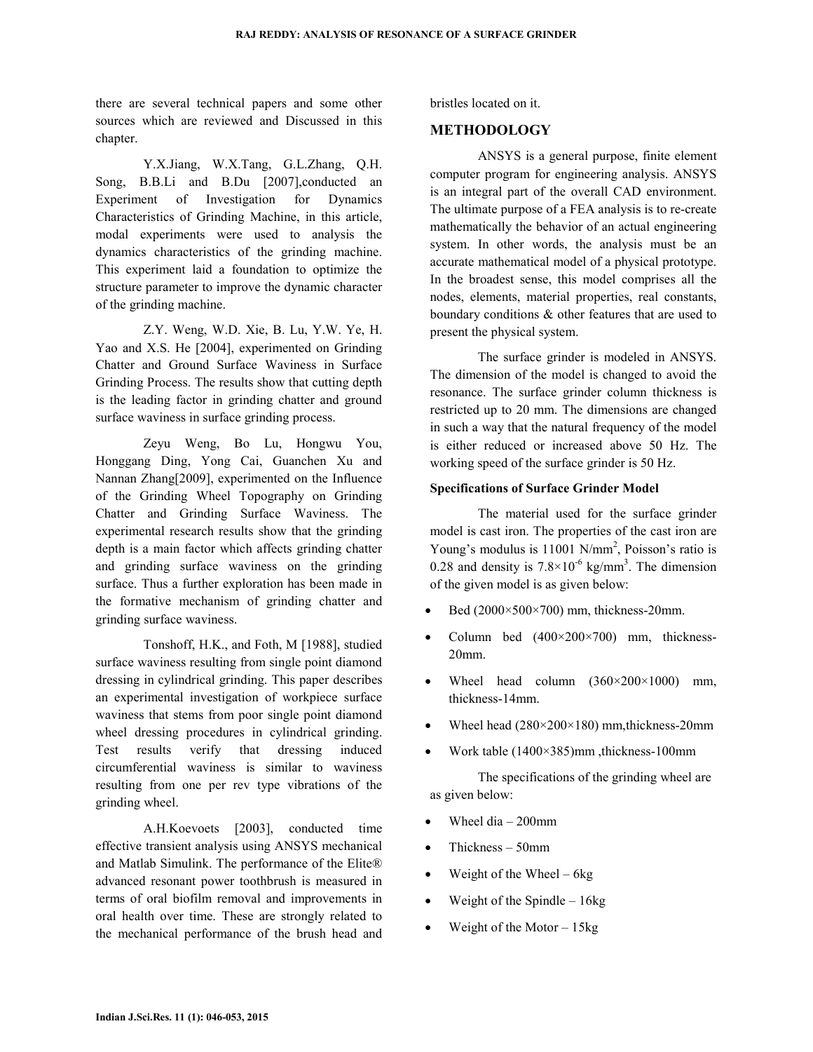there are several technical papers and some other sources which are reviewed and Discussed in this chapter.

Y.X.Jiang, W.X.Tang, G.L.Zhang, Q.H. Song, B.B.Li and B.Du [2007],conducted an Experiment of Investigation for Dynamics Characteristics of Grinding Machine, in this article, modal experiments were used to analysis the dynamics characteristics of the grinding machine. This experiment laid a foundation to optimize the structure parameter to improve the dynamic character of the grinding machine.

Z.Y. Weng, W.D. Xie, B. Lu, Y.W. Ye, H. Yao and X.S. He [2004], experimented on Grinding Chatter and Ground Surface Waviness in Surface Grinding Process. The results show that cutting depth is the leading factor in grinding chatter and ground surface waviness in surface grinding process.

Zeyu Weng, Bo Lu, Hongwu You, Honggang Ding, Yong Cai, Guanchen Xu and Nannan Zhang[2009], experimented on the Influence of the Grinding Wheel Topography on Grinding Chatter and Grinding Surface Waviness. The experimental research results show that the grinding depth is a main factor which affects grinding chatter and grinding surface waviness on the grinding surface. Thus a further exploration has been made in the formative mechanism of grinding chatter and grinding surface waviness.

Tonshoff, H.K., and Foth, M [1988], studied surface waviness resulting from single point diamond dressing in cylindrical grinding. This paper describes an experimental investigation of workpiece surface waviness that stems from poor single point diamond wheel dressing procedures in cylindrical grinding. Test results verify that dressing induced circumferential waviness is similar to waviness resulting from one per rev type vibrations of the grinding wheel.

A.H.Koevoets [2003], conducted time effective transient analysis using ANSYS mechanical and Matlab Simulink. The performance of the Elite® advanced resonant power toothbrush is measured in terms of oral biofilm removal and improvements in oral health over time. These are strongly related to the mechanical performance of the brush head and bristles located on it.

## METHODOLOGY

ANSYS is a general purpose, finite element computer program for engineering analysis. ANSYS is an integral part of the overall CAD environment. The ultimate purpose of a FEA analysis is to re-create mathematically the behavior of an actual engineering system. In other words, the analysis must be an accurate mathematical model of a physical prototype. In the broadest sense, this model comprises all the nodes, elements, material properties, real constants, boundary conditions & other features that are used to present the physical system.

The surface grinder is modeled in ANSYS. The dimension of the model is changed to avoid the resonance. The surface grinder column thickness is restricted up to 20 mm. The dimensions are changed in such a way that the natural frequency of the model is either reduced or increased above 50 Hz. The working speed of the surface grinder is 50 Hz.

### Specifications of Surface Grinder Model

The material used for the surface grinder model is cast iron. The properties of the cast iron are Young's modulus is 11001 N/mm$^2$, Poisson's ratio is 0.28 and density is $7.8\times10^{-6}$ kg/mm$^3$. The dimension of the given model is as given below:

- Bed (2000×500×700) mm, thickness-20mm.
- Column bed (400×200×700) mm, thickness-20mm.
- Wheel head column (360×200×1000) mm, thickness-14mm.
- Wheel head (280×200×180) mm,thickness-20mm
- Work table (1400×385)mm ,thickness-100mm

The specifications of the grinding wheel are as given below:

- Wheel dia – 200mm
- Thickness – 50mm
- Weight of the Wheel – 6kg
- Weight of the Spindle – 16kg
- Weight of the Motor – 15kg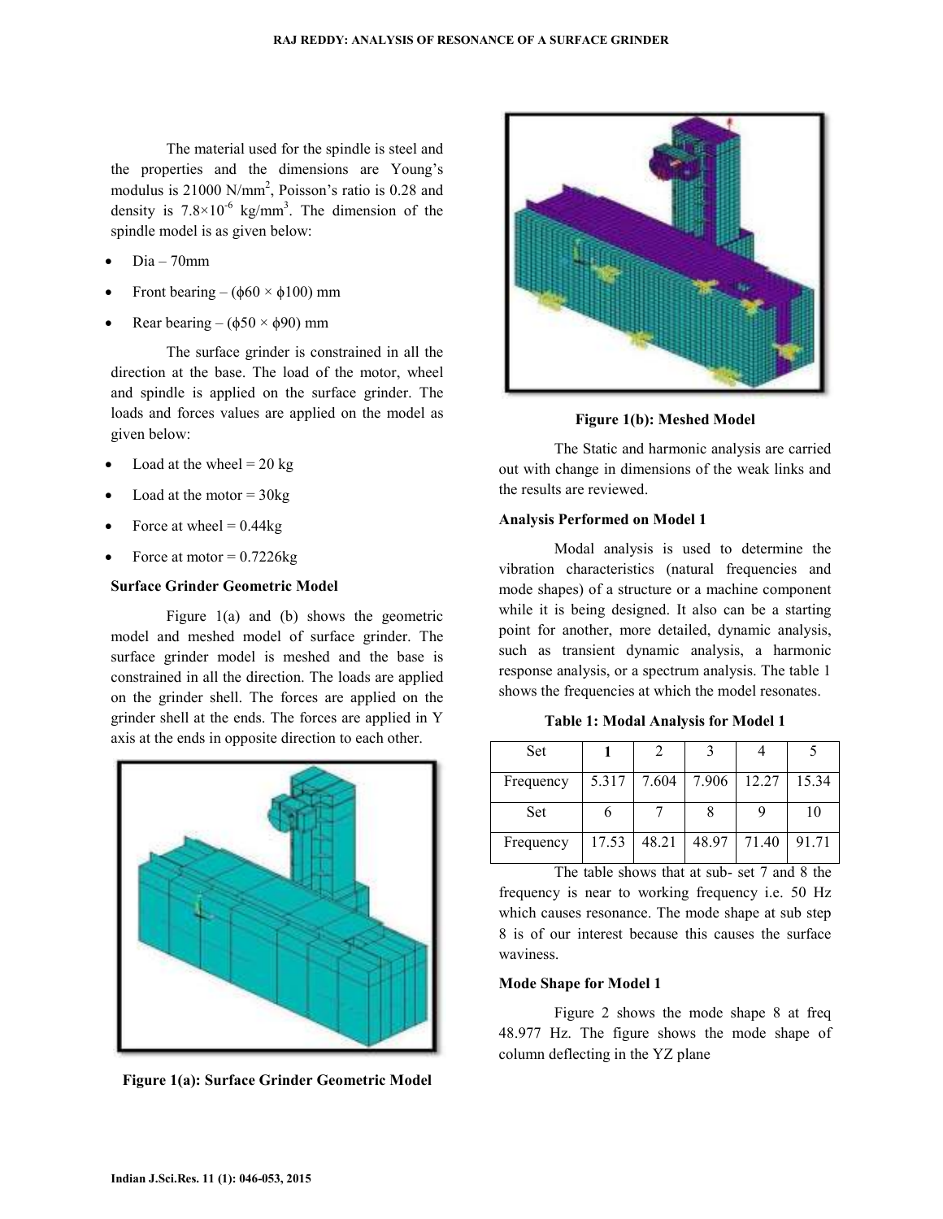The material used for the spindle is steel and the properties and the dimensions are Young's modulus is 21000 $N/mm^2$, Poisson's ratio is 0.28 and density is $7.8\times10^{-6}$ $kg/mm^3$. The dimension of the spindle model is as given below:

- Dia – 70mm
- Front bearing – ($\phi60 \times \phi100$) mm
- Rear bearing – ($\phi50 \times \phi90$) mm

The surface grinder is constrained in all the direction at the base. The load of the motor, wheel and spindle is applied on the surface grinder. The loads and forces values are applied on the model as given below:

- Load at the wheel = 20 kg
- Load at the motor = 30kg
- Force at wheel = 0.44kg
- Force at motor = 0.7226kg

**Surface Grinder Geometric Model**

Figure 1(a) and (b) shows the geometric model and meshed model of surface grinder. The surface grinder model is meshed and the base is constrained in all the direction. The loads are applied on the grinder shell. The forces are applied on the grinder shell at the ends. The forces are applied in Y axis at the ends in opposite direction to each other.

**Figure 1(a): Surface Grinder Geometric Model**

**Figure 1(b): Meshed Model**

The Static and harmonic analysis are carried out with change in dimensions of the weak links and the results are reviewed.

**Analysis Performed on Model 1**

Modal analysis is used to determine the vibration characteristics (natural frequencies and mode shapes) of a structure or a machine component while it is being designed. It also can be a starting point for another, more detailed, dynamic analysis, such as transient dynamic analysis, a harmonic response analysis, or a spectrum analysis. The table 1 shows the frequencies at which the model resonates.

**Table 1: Modal Analysis for Model 1**

| Set | **1** | 2 | 3 | 4 | 5 |
|---|---|---|---|---|---|
| Frequency | 5.317 | 7.604 | 7.906 | 12.27 | 15.34 |
| Set | 6 | 7 | 8 | 9 | 10 |
| Frequency | 17.53 | 48.21 | 48.97 | 71.40 | 91.71 |

The table shows that at sub- set 7 and 8 the frequency is near to working frequency i.e. 50 Hz which causes resonance. The mode shape at sub step 8 is of our interest because this causes the surface waviness.

**Mode Shape for Model 1**

Figure 2 shows the mode shape 8 at freq 48.977 Hz. The figure shows the mode shape of column deflecting in the YZ plane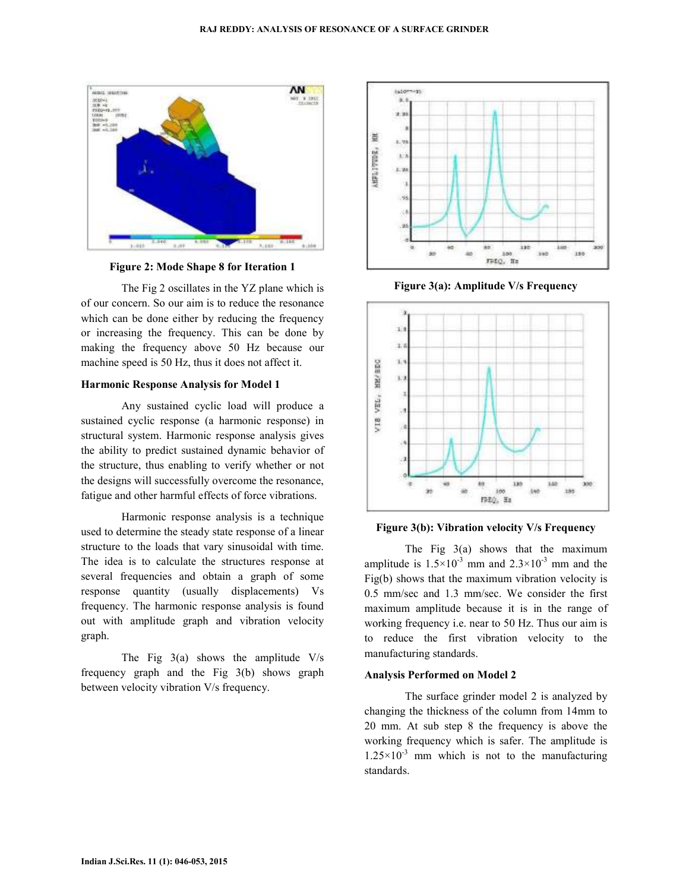**Figure 2: Mode Shape 8 for Iteration 1**

The Fig 2 oscillates in the YZ plane which is of our concern. So our aim is to reduce the resonance which can be done either by reducing the frequency or increasing the frequency. This can be done by making the frequency above 50 Hz because our machine speed is 50 Hz, thus it does not affect it.

**Harmonic Response Analysis for Model 1**

Any sustained cyclic load will produce a sustained cyclic response (a harmonic response) in structural system. Harmonic response analysis gives the ability to predict sustained dynamic behavior of the structure, thus enabling to verify whether or not the designs will successfully overcome the resonance, fatigue and other harmful effects of force vibrations.

Harmonic response analysis is a technique used to determine the steady state response of a linear structure to the loads that vary sinusoidal with time. The idea is to calculate the structures response at several frequencies and obtain a graph of some response quantity (usually displacements) Vs frequency. The harmonic response analysis is found out with amplitude graph and vibration velocity graph.

The Fig 3(a) shows the amplitude V/s frequency graph and the Fig 3(b) shows graph between velocity vibration V/s frequency.

**Figure 3(a): Amplitude V/s Frequency**

**Figure 3(b): Vibration velocity V/s Frequency**

The Fig 3(a) shows that the maximum amplitude is $1.5\times10^{-3}$ mm and $2.3\times10^{-3}$ mm and the Fig(b) shows that the maximum vibration velocity is 0.5 mm/sec and 1.3 mm/sec. We consider the first maximum amplitude because it is in the range of working frequency i.e. near to 50 Hz. Thus our aim is to reduce the first vibration velocity to the manufacturing standards.

**Analysis Performed on Model 2**

The surface grinder model 2 is analyzed by changing the thickness of the column from 14mm to 20 mm. At sub step 8 the frequency is above the working frequency which is safer. The amplitude is $1.25\times10^{-3}$ mm which is not to the manufacturing standards.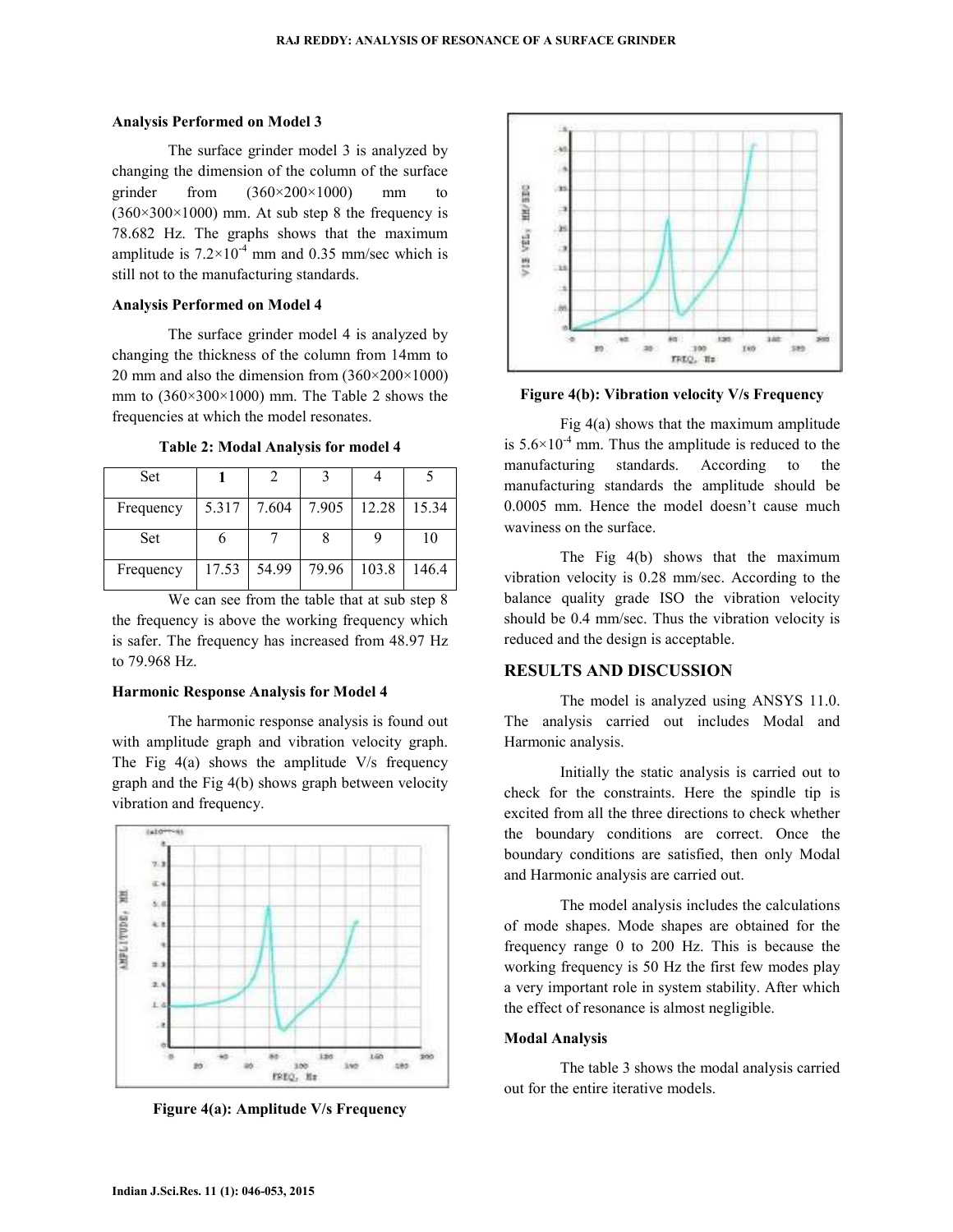### Analysis Performed on Model 3

The surface grinder model 3 is analyzed by changing the dimension of the column of the surface grinder from (360×200×1000) mm to (360×300×1000) mm. At sub step 8 the frequency is 78.682 Hz. The graphs shows that the maximum amplitude is $7.2\times10^{-4}$ mm and 0.35 mm/sec which is still not to the manufacturing standards.

### Analysis Performed on Model 4

The surface grinder model 4 is analyzed by changing the thickness of the column from 14mm to 20 mm and also the dimension from (360×200×1000) mm to (360×300×1000) mm. The Table 2 shows the frequencies at which the model resonates.

**Table 2: Modal Analysis for model 4**

| Set | **1** | 2 | 3 | 4 | 5 |
|---|---|---|---|---|---|
| Frequency | 5.317 | 7.604 | 7.905 | 12.28 | 15.34 |
| Set | 6 | 7 | 8 | 9 | 10 |
| Frequency | 17.53 | 54.99 | 79.96 | 103.8 | 146.4 |

We can see from the table that at sub step 8 the frequency is above the working frequency which is safer. The frequency has increased from 48.97 Hz to 79.968 Hz.

### Harmonic Response Analysis for Model 4

The harmonic response analysis is found out with amplitude graph and vibration velocity graph. The Fig 4(a) shows the amplitude V/s frequency graph and the Fig 4(b) shows graph between velocity vibration and frequency.

**Figure 4(a): Amplitude V/s Frequency**

**Figure 4(b): Vibration velocity V/s Frequency**

Fig 4(a) shows that the maximum amplitude is $5.6\times10^{-4}$ mm. Thus the amplitude is reduced to the manufacturing standards. According to the manufacturing standards the amplitude should be 0.0005 mm. Hence the model doesn't cause much waviness on the surface.

The Fig 4(b) shows that the maximum vibration velocity is 0.28 mm/sec. According to the balance quality grade ISO the vibration velocity should be 0.4 mm/sec. Thus the vibration velocity is reduced and the design is acceptable.

## RESULTS AND DISCUSSION

The model is analyzed using ANSYS 11.0. The analysis carried out includes Modal and Harmonic analysis.

Initially the static analysis is carried out to check for the constraints. Here the spindle tip is excited from all the three directions to check whether the boundary conditions are correct. Once the boundary conditions are satisfied, then only Modal and Harmonic analysis are carried out.

The model analysis includes the calculations of mode shapes. Mode shapes are obtained for the frequency range 0 to 200 Hz. This is because the working frequency is 50 Hz the first few modes play a very important role in system stability. After which the effect of resonance is almost negligible.

### Modal Analysis

The table 3 shows the modal analysis carried out for the entire iterative models.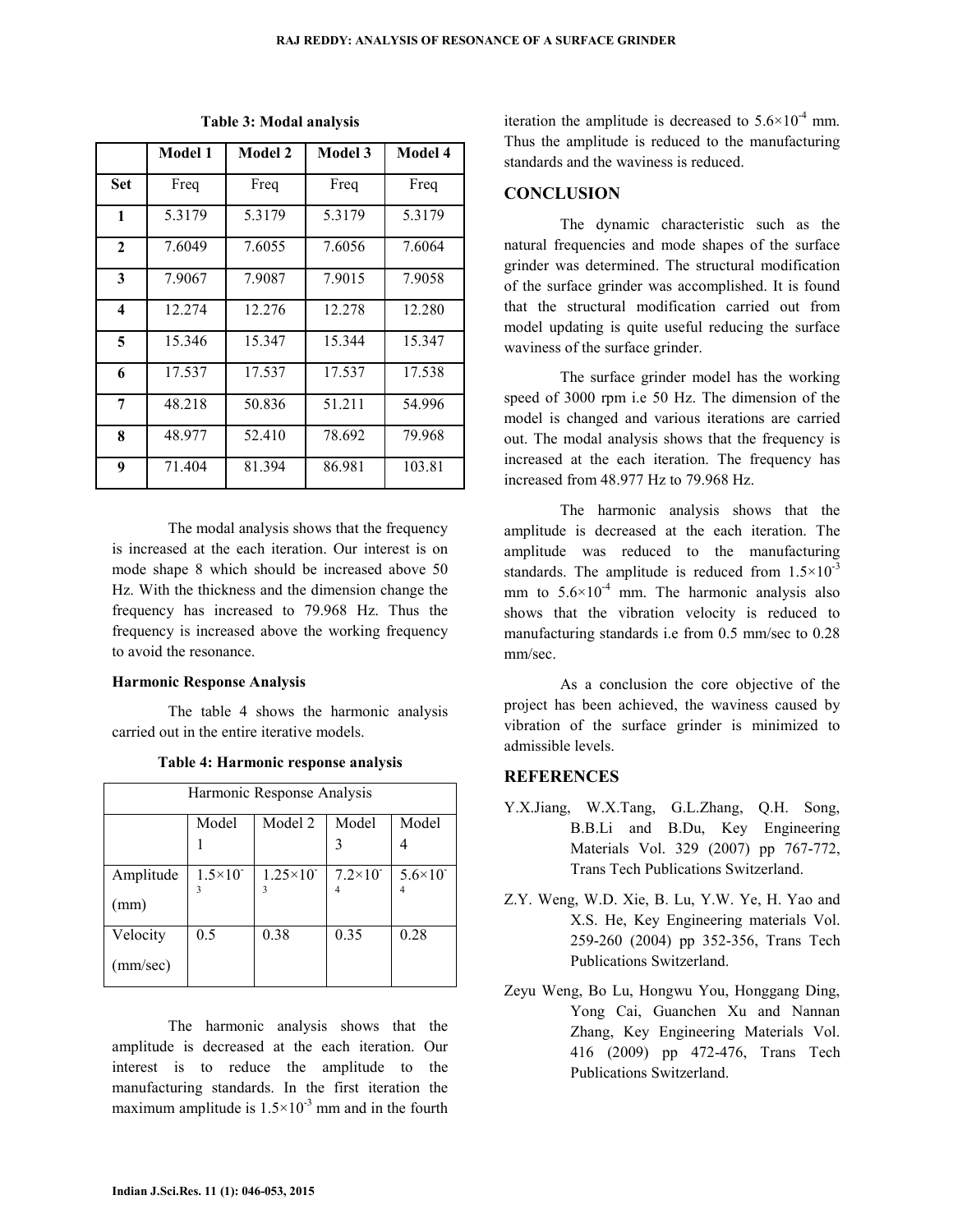**Table 3: Modal analysis**

| | Model 1 | Model 2 | Model 3 | Model 4 |
|---|---|---|---|---|
| **Set** | Freq | Freq | Freq | Freq |
| **1** | 5.3179 | 5.3179 | 5.3179 | 5.3179 |
| **2** | 7.6049 | 7.6055 | 7.6056 | 7.6064 |
| **3** | 7.9067 | 7.9087 | 7.9015 | 7.9058 |
| **4** | 12.274 | 12.276 | 12.278 | 12.280 |
| **5** | 15.346 | 15.347 | 15.344 | 15.347 |
| **6** | 17.537 | 17.537 | 17.537 | 17.538 |
| **7** | 48.218 | 50.836 | 51.211 | 54.996 |
| **8** | 48.977 | 52.410 | 78.692 | 79.968 |
| **9** | 71.404 | 81.394 | 86.981 | 103.81 |

The modal analysis shows that the frequency is increased at the each iteration. Our interest is on mode shape 8 which should be increased above 50 Hz. With the thickness and the dimension change the frequency has increased to 79.968 Hz. Thus the frequency is increased above the working frequency to avoid the resonance.

**Harmonic Response Analysis**

The table 4 shows the harmonic analysis carried out in the entire iterative models.

**Table 4: Harmonic response analysis**

| Harmonic Response Analysis | | | | |
|---|---|---|---|---|
| | Model 1 | Model 2 | Model 3 | Model 4 |
| Amplitude (mm) | $1.5\times10^{-3}$ | $1.25\times10^{-3}$ | $7.2\times10^{-4}$ | $5.6\times10^{-4}$ |
| Velocity (mm/sec) | 0.5 | 0.38 | 0.35 | 0.28 |

The harmonic analysis shows that the amplitude is decreased at the each iteration. Our interest is to reduce the amplitude to the manufacturing standards. In the first iteration the maximum amplitude is $1.5\times10^{-3}$ mm and in the fourth iteration the amplitude is decreased to $5.6\times10^{-4}$ mm. Thus the amplitude is reduced to the manufacturing standards and the waviness is reduced.

## CONCLUSION

The dynamic characteristic such as the natural frequencies and mode shapes of the surface grinder was determined. The structural modification of the surface grinder was accomplished. It is found that the structural modification carried out from model updating is quite useful reducing the surface waviness of the surface grinder.

The surface grinder model has the working speed of 3000 rpm i.e 50 Hz. The dimension of the model is changed and various iterations are carried out. The modal analysis shows that the frequency is increased at the each iteration. The frequency has increased from 48.977 Hz to 79.968 Hz.

The harmonic analysis shows that the amplitude is decreased at the each iteration. The amplitude was reduced to the manufacturing standards. The amplitude is reduced from $1.5\times10^{-3}$ mm to $5.6\times10^{-4}$ mm. The harmonic analysis also shows that the vibration velocity is reduced to manufacturing standards i.e from 0.5 mm/sec to 0.28 mm/sec.

As a conclusion the core objective of the project has been achieved, the waviness caused by vibration of the surface grinder is minimized to admissible levels.

## REFERENCES

Y.X.Jiang, W.X.Tang, G.L.Zhang, Q.H. Song, B.B.Li and B.Du, Key Engineering Materials Vol. 329 (2007) pp 767-772, Trans Tech Publications Switzerland.

Z.Y. Weng, W.D. Xie, B. Lu, Y.W. Ye, H. Yao and X.S. He, Key Engineering materials Vol. 259-260 (2004) pp 352-356, Trans Tech Publications Switzerland.

Zeyu Weng, Bo Lu, Hongwu You, Honggang Ding, Yong Cai, Guanchen Xu and Nannan Zhang, Key Engineering Materials Vol. 416 (2009) pp 472-476, Trans Tech Publications Switzerland.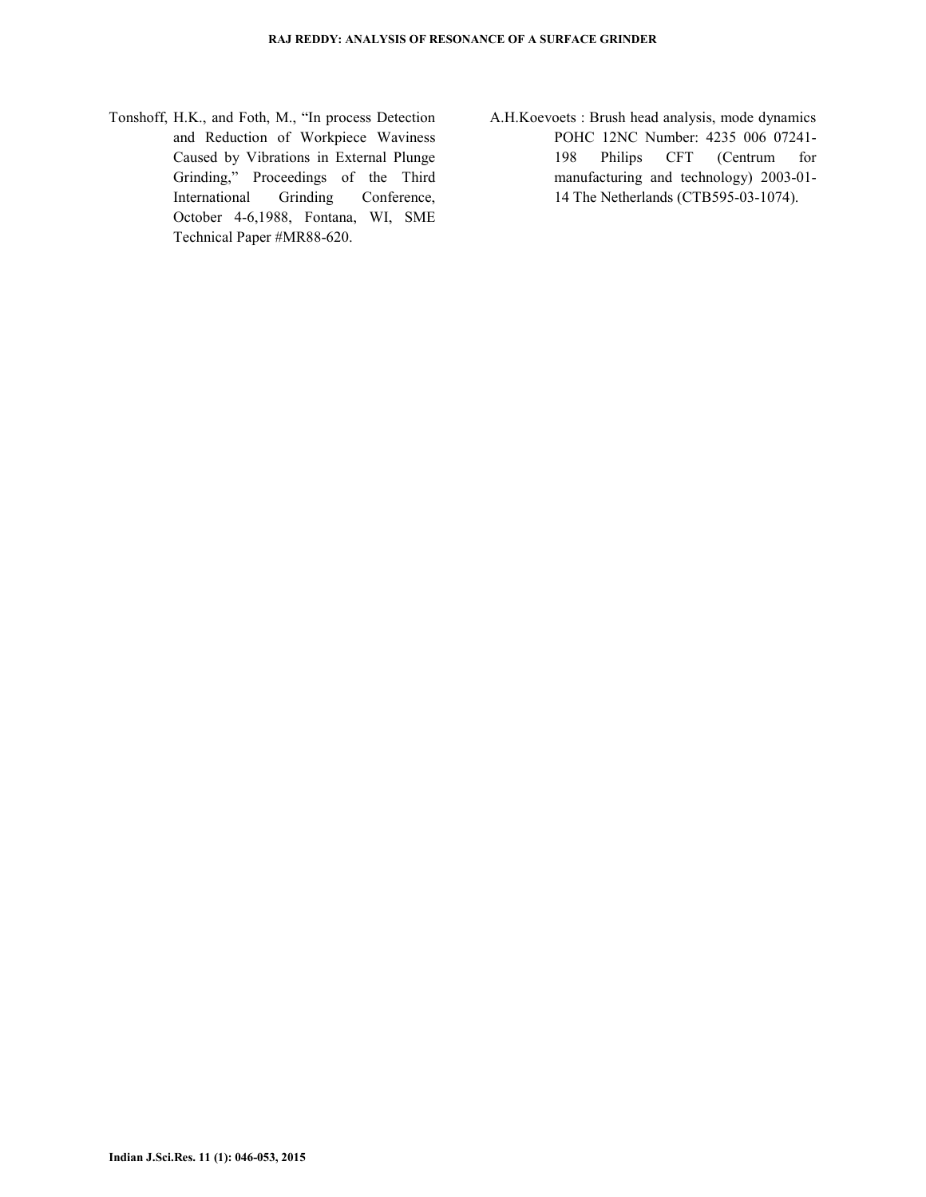Tonshoff, H.K., and Foth, M., "In process Detection and Reduction of Workpiece Waviness Caused by Vibrations in External Plunge Grinding," Proceedings of the Third International Grinding Conference, October 4-6,1988, Fontana, WI, SME Technical Paper #MR88-620.

A.H.Koevoets : Brush head analysis, mode dynamics POHC 12NC Number: 4235 006 07241-198 Philips CFT (Centrum for manufacturing and technology) 2003-01-14 The Netherlands (CTB595-03-1074).